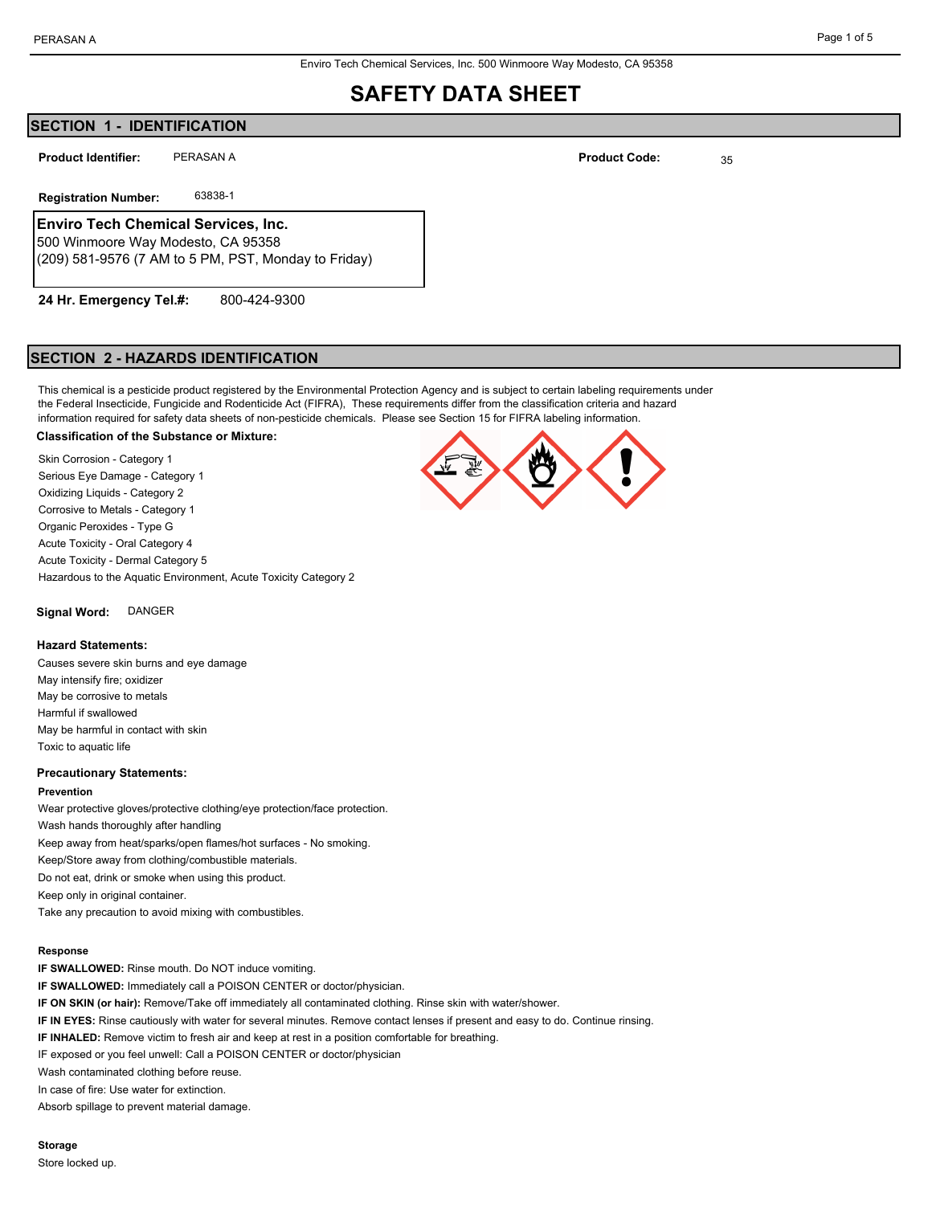Enviro Tech Chemical Services, Inc. 500 Winmoore Way Modesto, CA 95358

# SAFETY DATA SHEET

## SECTION 1 - IDENTIFICATION

**Product Identifier:** PERASAN A

**Product Code:** 35

**Registration Number:** 63838-1

**Enviro Tech Chemical Services, Inc.**
500 Winmoore Way Modesto, CA 95358
(209) 581-9576 (7 AM to 5 PM, PST, Monday to Friday)

**24 Hr. Emergency Tel.#:** 800-424-9300

## SECTION 2 - HAZARDS IDENTIFICATION

This chemical is a pesticide product registered by the Environmental Protection Agency and is subject to certain labeling requirements under the Federal Insecticide, Fungicide and Rodenticide Act (FIFRA), These requirements differ from the classification criteria and hazard information required for safety data sheets of non-pesticide chemicals. Please see Section 15 for FIFRA labeling information.

**Classification of the Substance or Mixture:**

Skin Corrosion - Category 1
Serious Eye Damage - Category 1
Oxidizing Liquids - Category 2
Corrosive to Metals - Category 1
Organic Peroxides - Type G
Acute Toxicity - Oral Category 4
Acute Toxicity - Dermal Category 5
Hazardous to the Aquatic Environment, Acute Toxicity Category 2

**Signal Word:** DANGER

**Hazard Statements:**

Causes severe skin burns and eye damage
May intensify fire; oxidizer
May be corrosive to metals
Harmful if swallowed
May be harmful in contact with skin
Toxic to aquatic life

**Precautionary Statements:**

**Prevention**

Wear protective gloves/protective clothing/eye protection/face protection.
Wash hands thoroughly after handling
Keep away from heat/sparks/open flames/hot surfaces - No smoking.
Keep/Store away from clothing/combustible materials.
Do not eat, drink or smoke when using this product.
Keep only in original container.
Take any precaution to avoid mixing with combustibles.

**Response**

**IF SWALLOWED:** Rinse mouth. Do NOT induce vomiting.
**IF SWALLOWED:** Immediately call a POISON CENTER or doctor/physician.
**IF ON SKIN (or hair):** Remove/Take off immediately all contaminated clothing. Rinse skin with water/shower.
**IF IN EYES:** Rinse cautiously with water for several minutes. Remove contact lenses if present and easy to do. Continue rinsing.
**IF INHALED:** Remove victim to fresh air and keep at rest in a position comfortable for breathing.
IF exposed or you feel unwell: Call a POISON CENTER or doctor/physician
Wash contaminated clothing before reuse.
In case of fire: Use water for extinction.
Absorb spillage to prevent material damage.

**Storage**

Store locked up.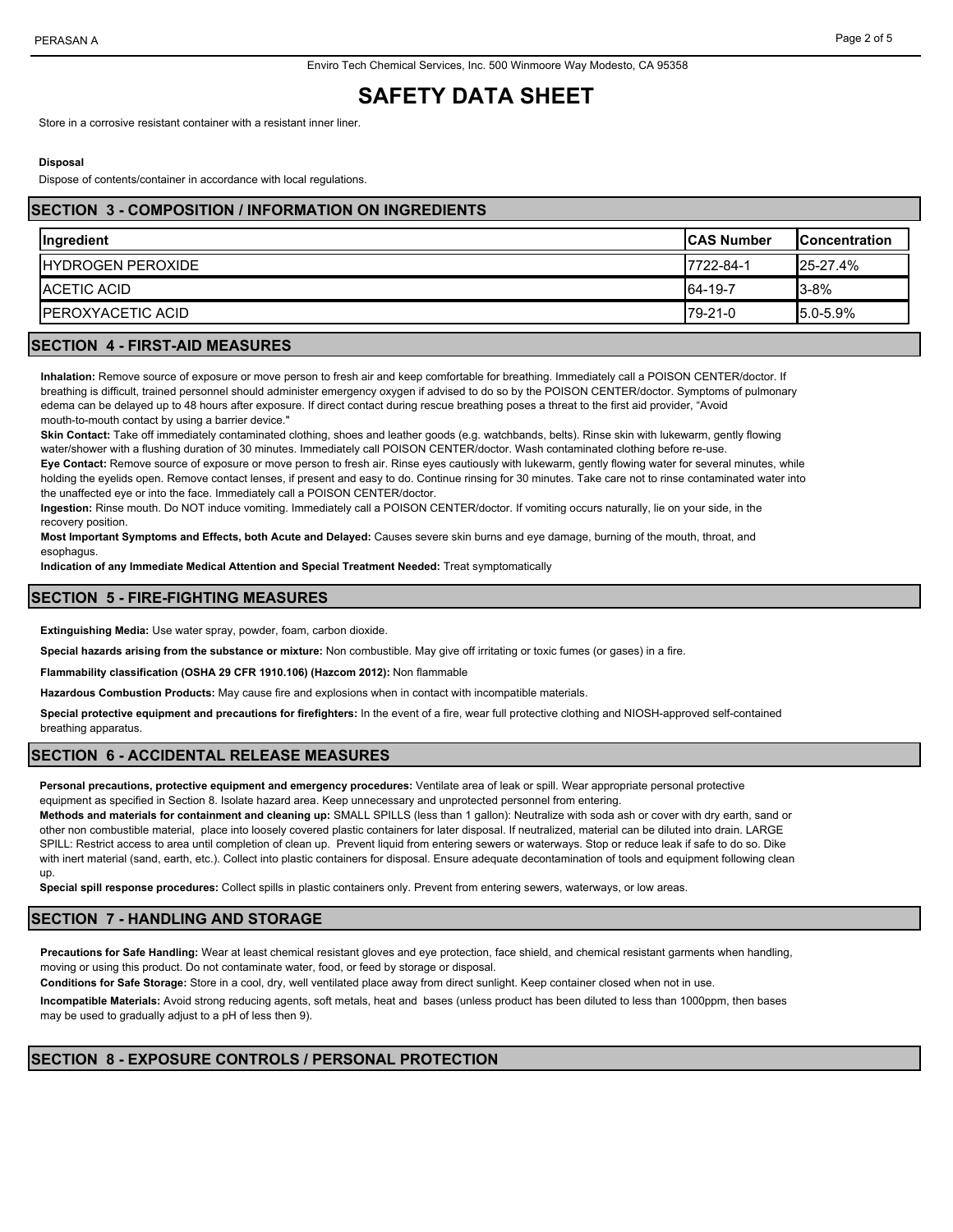Store in a corrosive resistant container with a resistant inner liner.

**Disposal**

Dispose of contents/container in accordance with local regulations.

## SECTION 3 - COMPOSITION / INFORMATION ON INGREDIENTS

| Ingredient | CAS Number | Concentration |
|---|---|---|
| HYDROGEN PEROXIDE | 7722-84-1 | 25-27.4% |
| ACETIC ACID | 64-19-7 | 3-8% |
| PEROXYACETIC ACID | 79-21-0 | 5.0-5.9% |

## SECTION 4 - FIRST-AID MEASURES

**Inhalation:** Remove source of exposure or move person to fresh air and keep comfortable for breathing. Immediately call a POISON CENTER/doctor. If breathing is difficult, trained personnel should administer emergency oxygen if advised to do so by the POISON CENTER/doctor. Symptoms of pulmonary edema can be delayed up to 48 hours after exposure. If direct contact during rescue breathing poses a threat to the first aid provider, "Avoid mouth-to-mouth contact by using a barrier device."

**Skin Contact:** Take off immediately contaminated clothing, shoes and leather goods (e.g. watchbands, belts). Rinse skin with lukewarm, gently flowing water/shower with a flushing duration of 30 minutes. Immediately call POISON CENTER/doctor. Wash contaminated clothing before re-use.

**Eye Contact:** Remove source of exposure or move person to fresh air. Rinse eyes cautiously with lukewarm, gently flowing water for several minutes, while holding the eyelids open. Remove contact lenses, if present and easy to do. Continue rinsing for 30 minutes. Take care not to rinse contaminated water into the unaffected eye or into the face. Immediately call a POISON CENTER/doctor.

**Ingestion:** Rinse mouth. Do NOT induce vomiting. Immediately call a POISON CENTER/doctor. If vomiting occurs naturally, lie on your side, in the recovery position.

**Most Important Symptoms and Effects, both Acute and Delayed:** Causes severe skin burns and eye damage, burning of the mouth, throat, and esophagus.

**Indication of any Immediate Medical Attention and Special Treatment Needed:** Treat symptomatically

## SECTION 5 - FIRE-FIGHTING MEASURES

**Extinguishing Media:** Use water spray, powder, foam, carbon dioxide.

**Special hazards arising from the substance or mixture:** Non combustible. May give off irritating or toxic fumes (or gases) in a fire.

**Flammability classification (OSHA 29 CFR 1910.106) (Hazcom 2012):** Non flammable

**Hazardous Combustion Products:** May cause fire and explosions when in contact with incompatible materials.

**Special protective equipment and precautions for firefighters:** In the event of a fire, wear full protective clothing and NIOSH-approved self-contained breathing apparatus.

## SECTION 6 - ACCIDENTAL RELEASE MEASURES

**Personal precautions, protective equipment and emergency procedures:** Ventilate area of leak or spill. Wear appropriate personal protective equipment as specified in Section 8. Isolate hazard area. Keep unnecessary and unprotected personnel from entering.

**Methods and materials for containment and cleaning up:** SMALL SPILLS (less than 1 gallon): Neutralize with soda ash or cover with dry earth, sand or other non combustible material, place into loosely covered plastic containers for later disposal. If neutralized, material can be diluted into drain. LARGE SPILL: Restrict access to area until completion of clean up. Prevent liquid from entering sewers or waterways. Stop or reduce leak if safe to do so. Dike with inert material (sand, earth, etc.). Collect into plastic containers for disposal. Ensure adequate decontamination of tools and equipment following clean up.

**Special spill response procedures:** Collect spills in plastic containers only. Prevent from entering sewers, waterways, or low areas.

## SECTION 7 - HANDLING AND STORAGE

**Precautions for Safe Handling:** Wear at least chemical resistant gloves and eye protection, face shield, and chemical resistant garments when handling, moving or using this product. Do not contaminate water, food, or feed by storage or disposal.

**Conditions for Safe Storage:** Store in a cool, dry, well ventilated place away from direct sunlight. Keep container closed when not in use.

**Incompatible Materials:** Avoid strong reducing agents, soft metals, heat and bases (unless product has been diluted to less than 1000ppm, then bases may be used to gradually adjust to a pH of less then 9).

## SECTION 8 - EXPOSURE CONTROLS / PERSONAL PROTECTION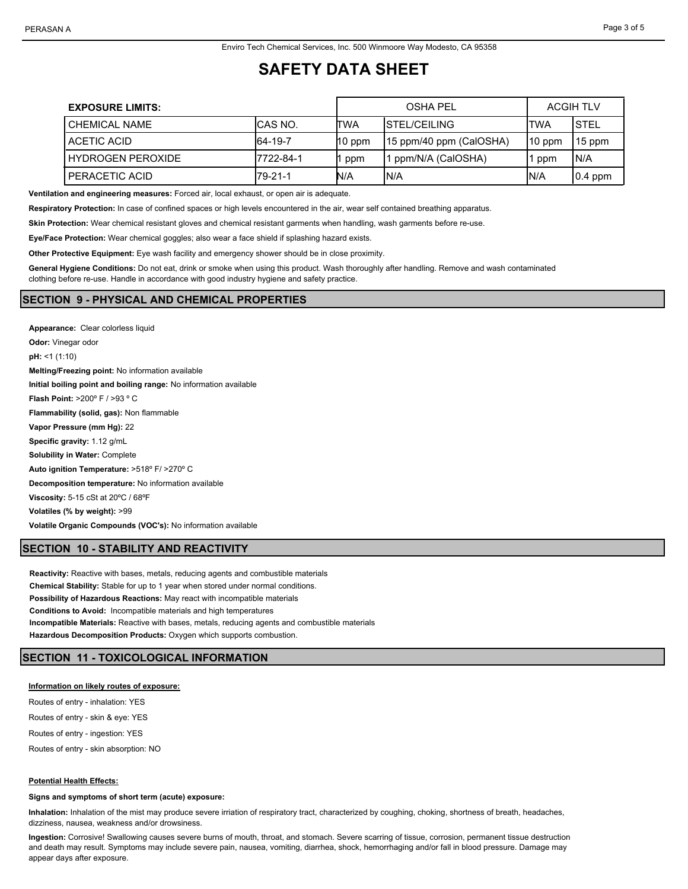Enviro Tech Chemical Services, Inc. 500 Winmoore Way Modesto, CA 95358

# SAFETY DATA SHEET

| EXPOSURE LIMITS: | | OSHA PEL | | ACGIH TLV | |
|---|---|---|---|---|---|
| CHEMICAL NAME | CAS NO. | TWA | STEL/CEILING | TWA | STEL |
| ACETIC ACID | 64-19-7 | 10 ppm | 15 ppm/40 ppm (CalOSHA) | 10 ppm | 15 ppm |
| HYDROGEN PEROXIDE | 7722-84-1 | 1 ppm | 1 ppm/N/A (CalOSHA) | 1 ppm | N/A |
| PERACETIC ACID | 79-21-1 | N/A | N/A | N/A | 0.4 ppm |

**Ventilation and engineering measures:** Forced air, local exhaust, or open air is adequate.

**Respiratory Protection:** In case of confined spaces or high levels encountered in the air, wear self contained breathing apparatus.

**Skin Protection:** Wear chemical resistant gloves and chemical resistant garments when handling, wash garments before re-use.

**Eye/Face Protection:** Wear chemical goggles; also wear a face shield if splashing hazard exists.

**Other Protective Equipment:** Eye wash facility and emergency shower should be in close proximity.

**General Hygiene Conditions:** Do not eat, drink or smoke when using this product. Wash thoroughly after handling. Remove and wash contaminated clothing before re-use. Handle in accordance with good industry hygiene and safety practice.

## SECTION 9 - PHYSICAL AND CHEMICAL PROPERTIES

**Appearance:** Clear colorless liquid

**Odor:** Vinegar odor

**pH:** <1 (1:10)

**Melting/Freezing point:** No information available

**Initial boiling point and boiling range:** No information available

**Flash Point:** >200º F / >93 º C

**Flammability (solid, gas):** Non flammable

**Vapor Pressure (mm Hg):** 22

**Specific gravity:** 1.12 g/mL

**Solubility in Water:** Complete

**Auto ignition Temperature:** >518º F/ >270º C

**Decomposition temperature:** No information available

**Viscosity:** 5-15 cSt at 20ºC / 68ºF

**Volatiles (% by weight):** >99

**Volatile Organic Compounds (VOC's):** No information available

## SECTION 10 - STABILITY AND REACTIVITY

**Reactivity:** Reactive with bases, metals, reducing agents and combustible materials

**Chemical Stability:** Stable for up to 1 year when stored under normal conditions.

**Possibility of Hazardous Reactions:** May react with incompatible materials

**Conditions to Avoid:** Incompatible materials and high temperatures

**Incompatible Materials:** Reactive with bases, metals, reducing agents and combustible materials

**Hazardous Decomposition Products:** Oxygen which supports combustion.

## SECTION 11 - TOXICOLOGICAL INFORMATION

**Information on likely routes of exposure:**

Routes of entry - inhalation: YES

Routes of entry - skin & eye: YES

Routes of entry - ingestion: YES

Routes of entry - skin absorption: NO

**Potential Health Effects:**

**Signs and symptoms of short term (acute) exposure:**

**Inhalation:** Inhalation of the mist may produce severe irriation of respiratory tract, characterized by coughing, choking, shortness of breath, headaches, dizziness, nausea, weakness and/or drowsiness.

**Ingestion:** Corrosive! Swallowing causes severe burns of mouth, throat, and stomach. Severe scarring of tissue, corrosion, permanent tissue destruction and death may result. Symptoms may include severe pain, nausea, vomiting, diarrhea, shock, hemorrhaging and/or fall in blood pressure. Damage may appear days after exposure.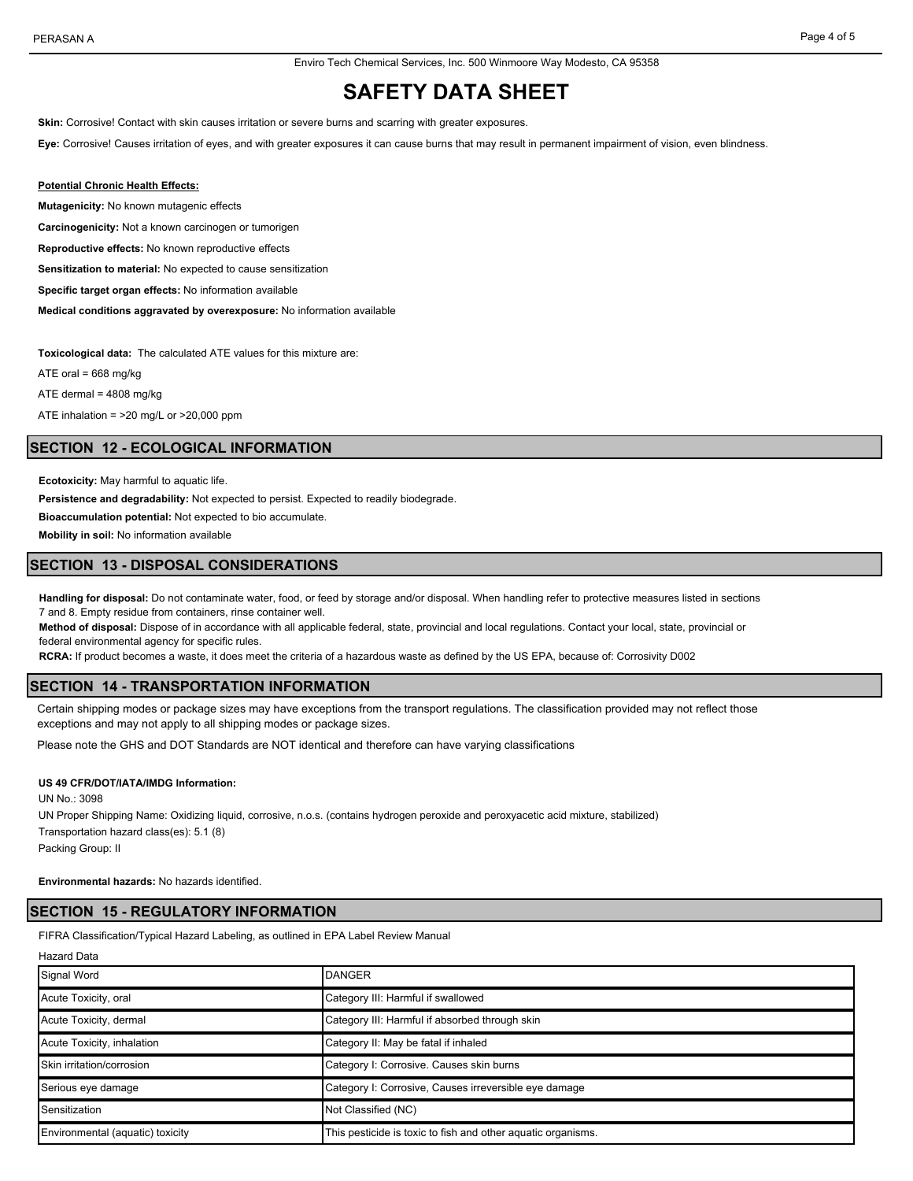**Skin:** Corrosive! Contact with skin causes irritation or severe burns and scarring with greater exposures.

**Eye:** Corrosive! Causes irritation of eyes, and with greater exposures it can cause burns that may result in permanent impairment of vision, even blindness.

**Potential Chronic Health Effects:**

**Mutagenicity:** No known mutagenic effects

**Carcinogenicity:** Not a known carcinogen or tumorigen

**Reproductive effects:** No known reproductive effects

**Sensitization to material:** No expected to cause sensitization

**Specific target organ effects:** No information available

**Medical conditions aggravated by overexposure:** No information available

**Toxicological data:** The calculated ATE values for this mixture are:

ATE oral = 668 mg/kg

ATE dermal = 4808 mg/kg

ATE inhalation = >20 mg/L or >20,000 ppm

## SECTION 12 - ECOLOGICAL INFORMATION

**Ecotoxicity:** May harmful to aquatic life.

**Persistence and degradability:** Not expected to persist. Expected to readily biodegrade.

**Bioaccumulation potential:** Not expected to bio accumulate.

**Mobility in soil:** No information available

## SECTION 13 - DISPOSAL CONSIDERATIONS

**Handling for disposal:** Do not contaminate water, food, or feed by storage and/or disposal. When handling refer to protective measures listed in sections 7 and 8. Empty residue from containers, rinse container well.

**Method of disposal:** Dispose of in accordance with all applicable federal, state, provincial and local regulations. Contact your local, state, provincial or federal environmental agency for specific rules.

**RCRA:** If product becomes a waste, it does meet the criteria of a hazardous waste as defined by the US EPA, because of: Corrosivity D002

## SECTION 14 - TRANSPORTATION INFORMATION

Certain shipping modes or package sizes may have exceptions from the transport regulations. The classification provided may not reflect those exceptions and may not apply to all shipping modes or package sizes.

Please note the GHS and DOT Standards are NOT identical and therefore can have varying classifications

**US 49 CFR/DOT/IATA/IMDG Information:**

UN No.: 3098

UN Proper Shipping Name: Oxidizing liquid, corrosive, n.o.s. (contains hydrogen peroxide and peroxyacetic acid mixture, stabilized)

Transportation hazard class(es): 5.1 (8)

Packing Group: II

**Environmental hazards:** No hazards identified.

## SECTION 15 - REGULATORY INFORMATION

FIFRA Classification/Typical Hazard Labeling, as outlined in EPA Label Review Manual

Hazard Data

| Signal Word | DANGER |
|---|---|
| Acute Toxicity, oral | Category III: Harmful if swallowed |
| Acute Toxicity, dermal | Category III: Harmful if absorbed through skin |
| Acute Toxicity, inhalation | Category II: May be fatal if inhaled |
| Skin irritation/corrosion | Category I: Corrosive. Causes skin burns |
| Serious eye damage | Category I: Corrosive, Causes irreversible eye damage |
| Sensitization | Not Classified (NC) |
| Environmental (aquatic) toxicity | This pesticide is toxic to fish and other aquatic organisms. |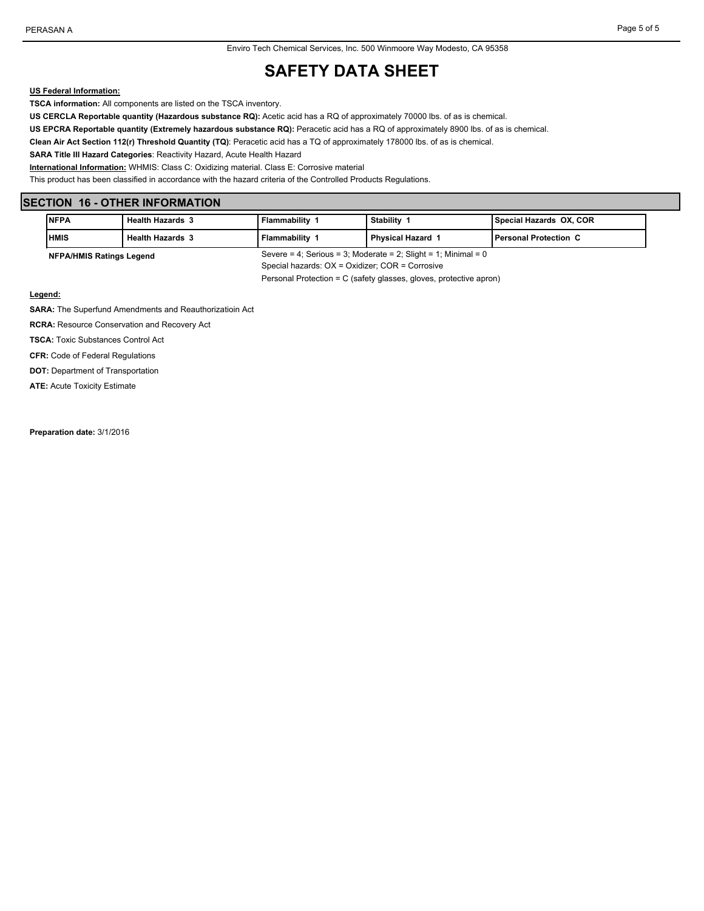Enviro Tech Chemical Services, Inc. 500 Winmoore Way Modesto, CA 95358

# SAFETY DATA SHEET

**US Federal Information:**

**TSCA information:** All components are listed on the TSCA inventory.

**US CERCLA Reportable quantity (Hazardous substance RQ):** Acetic acid has a RQ of approximately 70000 lbs. of as is chemical.

**US EPCRA Reportable quantity (Extremely hazardous substance RQ):** Peracetic acid has a RQ of approximately 8900 lbs. of as is chemical.

**Clean Air Act Section 112(r) Threshold Quantity (TQ)**: Peracetic acid has a TQ of approximately 178000 lbs. of as is chemical.

**SARA Title III Hazard Categories**: Reactivity Hazard, Acute Health Hazard

**International Information:** WHMIS: Class C: Oxidizing material. Class E: Corrosive material

This product has been classified in accordance with the hazard criteria of the Controlled Products Regulations.

## SECTION 16 - OTHER INFORMATION

| | | | | |
|---|---|---|---|---|
| **NFPA** | **Health Hazards 3** | **Flammability 1** | **Stability 1** | **Special Hazards OX, COR** |
| **HMIS** | **Health Hazards 3** | **Flammability 1** | **Physical Hazard 1** | **Personal Protection C** |

**NFPA/HMIS Ratings Legend**

Severe = 4; Serious = 3; Moderate = 2; Slight = 1; Minimal = 0
Special hazards: OX = Oxidizer; COR = Corrosive
Personal Protection = C (safety glasses, gloves, protective apron)

**Legend:**

**SARA:** The Superfund Amendments and Reauthorizatioin Act

**RCRA:** Resource Conservation and Recovery Act

**TSCA:** Toxic Substances Control Act

**CFR:** Code of Federal Regulations

**DOT:** Department of Transportation

**ATE:** Acute Toxicity Estimate

**Preparation date:** 3/1/2016